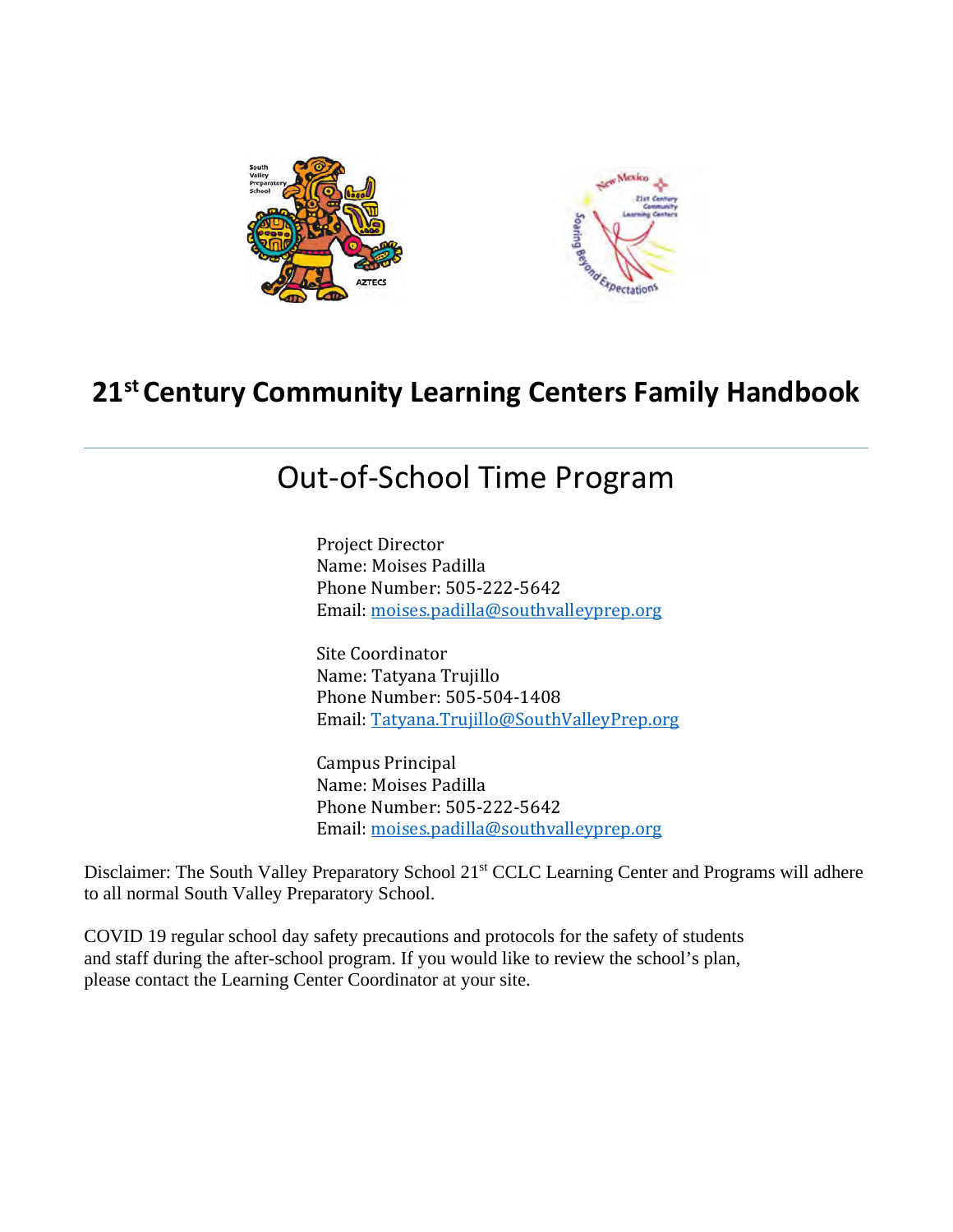# 21st Century Community Learning Centers Family Handbook

---

## Out-of-School Time Program

Project Director
Name: Moises Padilla
Phone Number: 505-222-5642
Email: moises.padilla@southvalleyprep.org

Site Coordinator
Name: Tatyana Trujillo
Phone Number: 505-504-1408
Email: Tatyana.Trujillo@SouthValleyPrep.org

Campus Principal
Name: Moises Padilla
Phone Number: 505-222-5642
Email: moises.padilla@southvalleyprep.org

Disclaimer: The South Valley Preparatory School 21st CCLC Learning Center and Programs will adhere to all normal South Valley Preparatory School.

COVID 19 regular school day safety precautions and protocols for the safety of students and staff during the after-school program. If you would like to review the school's plan, please contact the Learning Center Coordinator at your site.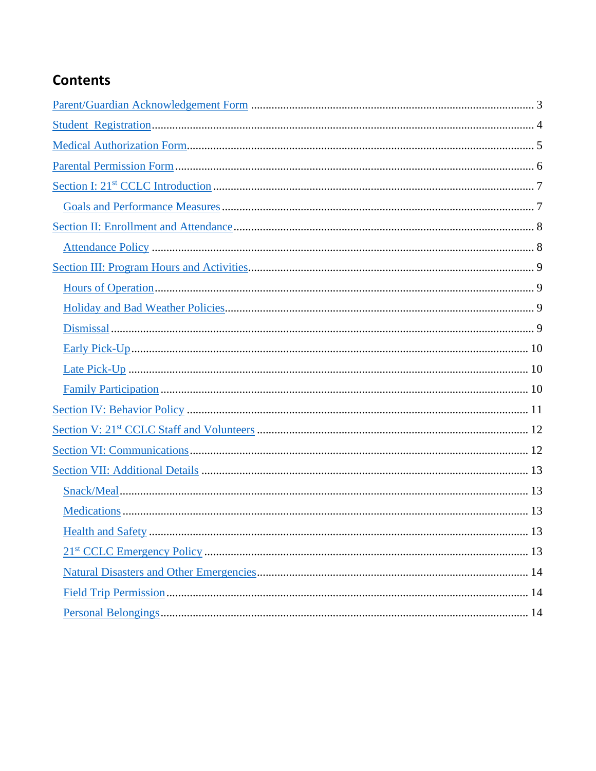## Contents

Parent/Guardian Acknowledgement Form ..... 3

Student Registration ..... 4

Medical Authorization Form ..... 5

Parental Permission Form ..... 6

Section I: 21st CCLC Introduction ..... 7

- Goals and Performance Measures ..... 7

Section II: Enrollment and Attendance ..... 8

- Attendance Policy ..... 8

Section III: Program Hours and Activities ..... 9

- Hours of Operation ..... 9
- Holiday and Bad Weather Policies ..... 9
- Dismissal ..... 9
- Early Pick-Up ..... 10
- Late Pick-Up ..... 10
- Family Participation ..... 10

Section IV: Behavior Policy ..... 11

Section V: 21st CCLC Staff and Volunteers ..... 12

Section VI: Communications ..... 12

Section VII: Additional Details ..... 13

- Snack/Meal ..... 13
- Medications ..... 13
- Health and Safety ..... 13
- 21st CCLC Emergency Policy ..... 13
- Natural Disasters and Other Emergencies ..... 14
- Field Trip Permission ..... 14
- Personal Belongings ..... 14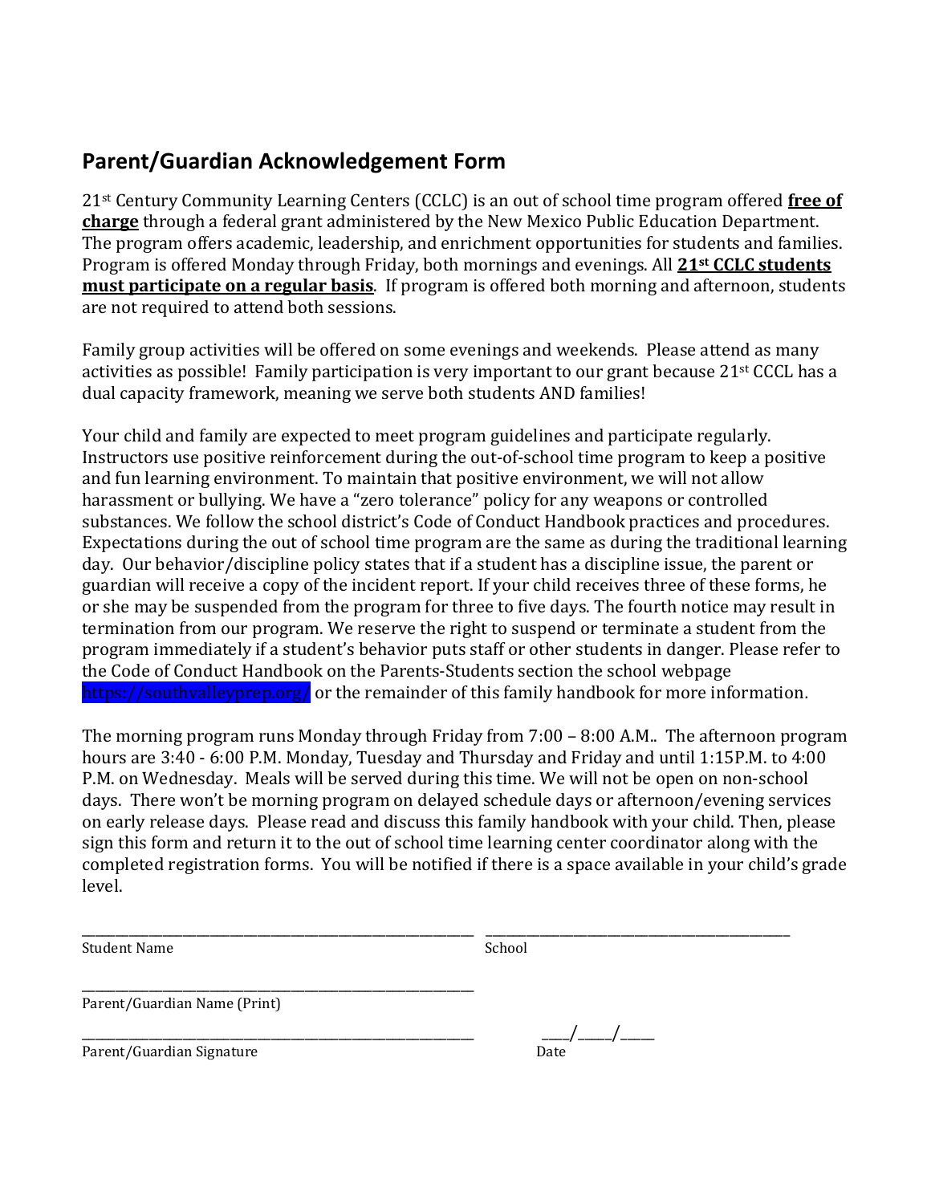## Parent/Guardian Acknowledgement Form

21st Century Community Learning Centers (CCLC) is an out of school time program offered **free of charge** through a federal grant administered by the New Mexico Public Education Department. The program offers academic, leadership, and enrichment opportunities for students and families. Program is offered Monday through Friday, both mornings and evenings. All **21st CCLC students must participate on a regular basis**. If program is offered both morning and afternoon, students are not required to attend both sessions.

Family group activities will be offered on some evenings and weekends. Please attend as many activities as possible! Family participation is very important to our grant because 21st CCCL has a dual capacity framework, meaning we serve both students AND families!

Your child and family are expected to meet program guidelines and participate regularly. Instructors use positive reinforcement during the out-of-school time program to keep a positive and fun learning environment. To maintain that positive environment, we will not allow harassment or bullying. We have a "zero tolerance" policy for any weapons or controlled substances. We follow the school district's Code of Conduct Handbook practices and procedures. Expectations during the out of school time program are the same as during the traditional learning day. Our behavior/discipline policy states that if a student has a discipline issue, the parent or guardian will receive a copy of the incident report. If your child receives three of these forms, he or she may be suspended from the program for three to five days. The fourth notice may result in termination from our program. We reserve the right to suspend or terminate a student from the program immediately if a student's behavior puts staff or other students in danger. Please refer to the Code of Conduct Handbook on the Parents-Students section the school webpage https://southvalleyprep.org/ or the remainder of this family handbook for more information.

The morning program runs Monday through Friday from 7:00 – 8:00 A.M.. The afternoon program hours are 3:40 - 6:00 P.M. Monday, Tuesday and Thursday and Friday and until 1:15P.M. to 4:00 P.M. on Wednesday. Meals will be served during this time. We will not be open on non-school days. There won't be morning program on delayed schedule days or afternoon/evening services on early release days. Please read and discuss this family handbook with your child. Then, please sign this form and return it to the out of school time learning center coordinator along with the completed registration forms. You will be notified if there is a space available in your child's grade level.

_______________________________________________ _______________________________________
Student Name School

_______________________________________________
Parent/Guardian Name (Print)

_______________________________________________ ____/_____/_____
Parent/Guardian Signature Date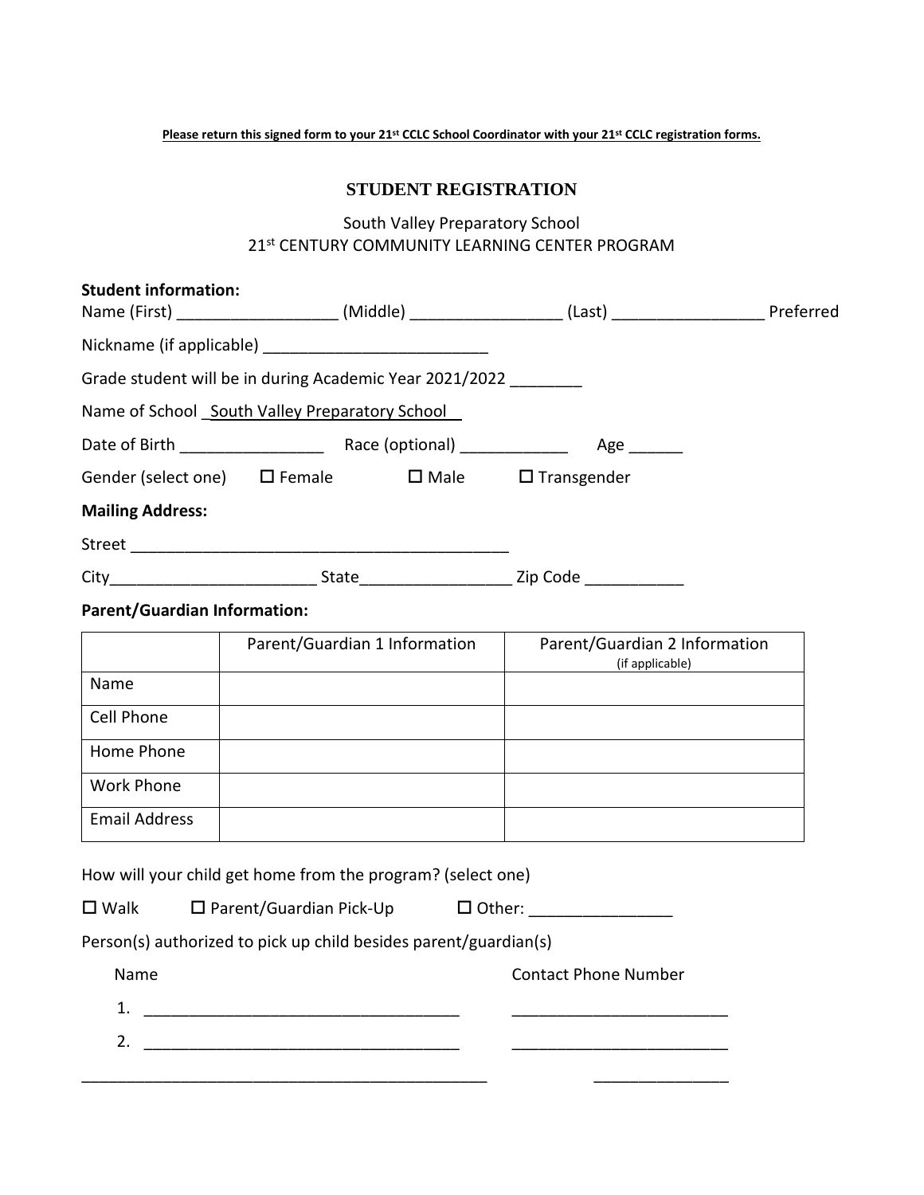**Please return this signed form to your 21st CCLC School Coordinator with your 21st CCLC registration forms.**

# STUDENT REGISTRATION

South Valley Preparatory School
21st CENTURY COMMUNITY LEARNING CENTER PROGRAM

**Student information:**

Name (First) __________________ (Middle) _________________ (Last) _________________ Preferred Nickname (if applicable) _________________________

Grade student will be in during Academic Year 2021/2022 ________

Name of School _South Valley Preparatory School__

Date of Birth ________________ Race (optional) ____________ Age ______

Gender (select one) ☐ Female ☐ Male ☐ Transgender

**Mailing Address:**

Street __________________________________________

City_______________________ State_________________ Zip Code ___________

**Parent/Guardian Information:**

| | Parent/Guardian 1 Information | Parent/Guardian 2 Information (if applicable) |
|---|---|---|
| Name | | |
| Cell Phone | | |
| Home Phone | | |
| Work Phone | | |
| Email Address | | |

How will your child get home from the program? (select one)

☐ Walk ☐ Parent/Guardian Pick-Up ☐ Other: ________________

Person(s) authorized to pick up child besides parent/guardian(s)

| Name | Contact Phone Number |
|---|---|
| 1. ___________________________________ | ________________________ |
| 2. ___________________________________ | ________________________ |

______________________________________________ _______________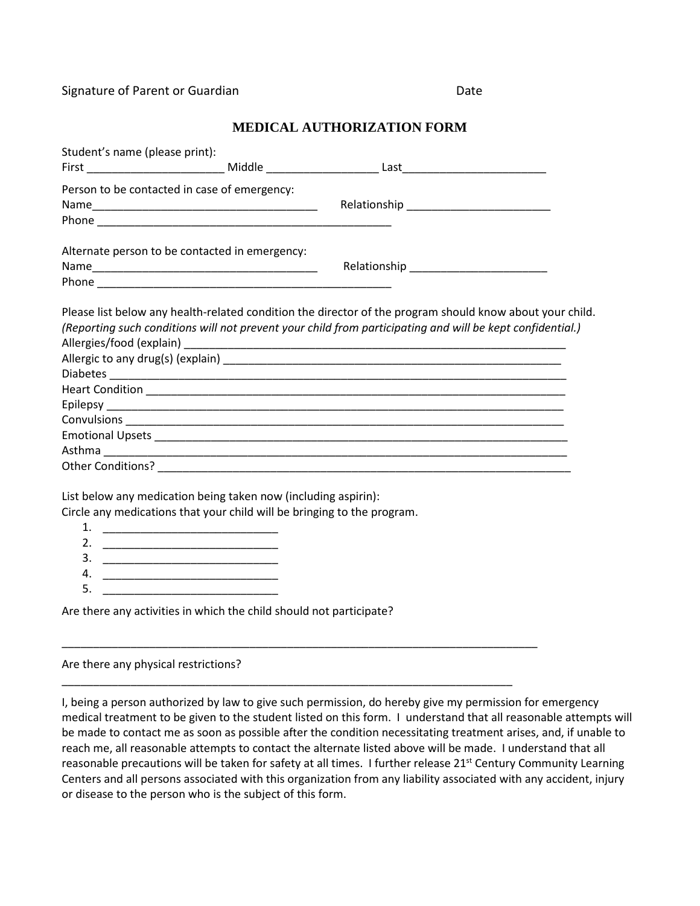Signature of Parent or Guardian                                        Date

## MEDICAL AUTHORIZATION FORM

Student's name (please print):
First ______________________ Middle __________________ Last_______________________

Person to be contacted in case of emergency:
Name___________________________________ Relationship ______________________
Phone ______________________________________________

Alternate person to be contacted in emergency:
Name___________________________________ Relationship ______________________
Phone ______________________________________________

Please list below any health-related condition the director of the program should know about your child.
*(Reporting such conditions will not prevent your child from participating and will be kept confidential.)*
Allergies/food (explain) _____________________________________________________________
Allergic to any drug(s) (explain) ______________________________________________________
Diabetes ________________________________________________________________________
Heart Condition ___________________________________________________________________
Epilepsy ________________________________________________________________________
Convulsions _____________________________________________________________________
Emotional Upsets __________________________________________________________________
Asthma _________________________________________________________________________
Other Conditions? _________________________________________________________________

List below any medication being taken now (including aspirin):
Circle any medications that your child will be bringing to the program.

1. ___________________________
2. ___________________________
3. ___________________________
4. ___________________________
5. ___________________________

Are there any activities in which the child should not participate?

_____________________________________________________________________________

Are there any physical restrictions?
_____________________________________________________________________________

I, being a person authorized by law to give such permission, do hereby give my permission for emergency medical treatment to be given to the student listed on this form. I understand that all reasonable attempts will be made to contact me as soon as possible after the condition necessitating treatment arises, and, if unable to reach me, all reasonable attempts to contact the alternate listed above will be made. I understand that all reasonable precautions will be taken for safety at all times. I further release 21st Century Community Learning Centers and all persons associated with this organization from any liability associated with any accident, injury or disease to the person who is the subject of this form.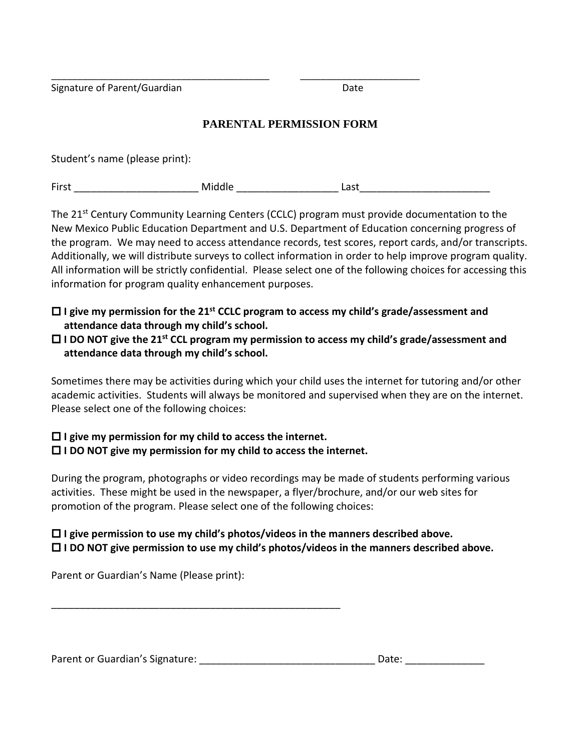________________________________________ ______________________
Signature of Parent/Guardian Date

## PARENTAL PERMISSION FORM

Student's name (please print):

First ______________________ Middle __________________ Last_______________________

The 21st Century Community Learning Centers (CCLC) program must provide documentation to the New Mexico Public Education Department and U.S. Department of Education concerning progress of the program. We may need to access attendance records, test scores, report cards, and/or transcripts. Additionally, we will distribute surveys to collect information in order to help improve program quality. All information will be strictly confidential. Please select one of the following choices for accessing this information for program quality enhancement purposes.

- ☐ **I give my permission for the 21st CCLC program to access my child's grade/assessment and attendance data through my child's school.**
- ☐ **I DO NOT give the 21st CCL program my permission to access my child's grade/assessment and attendance data through my child's school.**

Sometimes there may be activities during which your child uses the internet for tutoring and/or other academic activities. Students will always be monitored and supervised when they are on the internet. Please select one of the following choices:

- ☐ **I give my permission for my child to access the internet.**
- ☐ **I DO NOT give my permission for my child to access the internet.**

During the program, photographs or video recordings may be made of students performing various activities. These might be used in the newspaper, a flyer/brochure, and/or our web sites for promotion of the program. Please select one of the following choices:

- ☐ **I give permission to use my child's photos/videos in the manners described above.**
- ☐ **I DO NOT give permission to use my child's photos/videos in the manners described above.**

Parent or Guardian's Name (Please print):

_____________________________________________________

Parent or Guardian's Signature: _______________________________ Date: ______________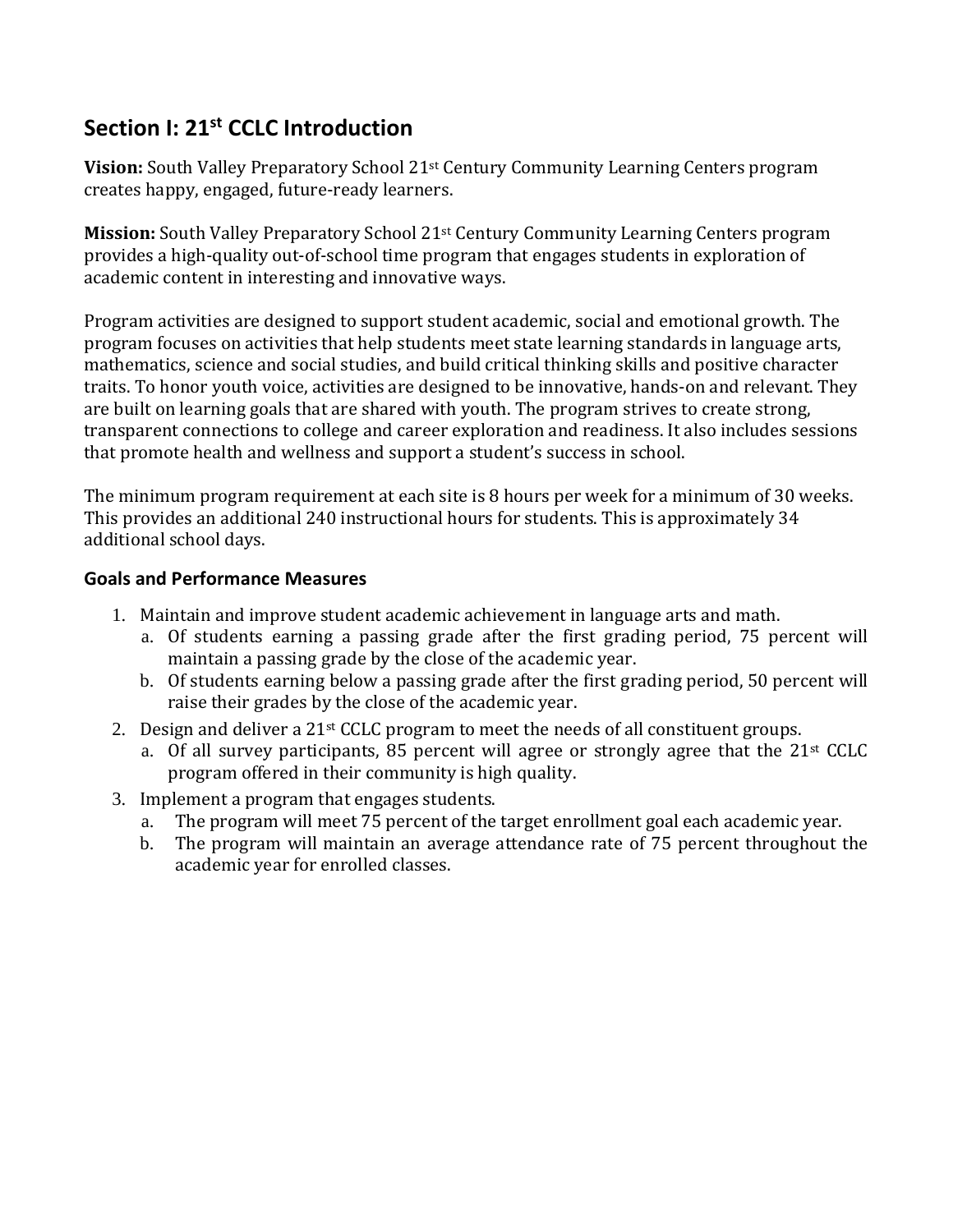## Section I: 21st CCLC Introduction

**Vision:** South Valley Preparatory School 21st Century Community Learning Centers program creates happy, engaged, future-ready learners.

**Mission:** South Valley Preparatory School 21st Century Community Learning Centers program provides a high-quality out-of-school time program that engages students in exploration of academic content in interesting and innovative ways.

Program activities are designed to support student academic, social and emotional growth. The program focuses on activities that help students meet state learning standards in language arts, mathematics, science and social studies, and build critical thinking skills and positive character traits. To honor youth voice, activities are designed to be innovative, hands-on and relevant. They are built on learning goals that are shared with youth. The program strives to create strong, transparent connections to college and career exploration and readiness. It also includes sessions that promote health and wellness and support a student's success in school.

The minimum program requirement at each site is 8 hours per week for a minimum of 30 weeks. This provides an additional 240 instructional hours for students. This is approximately 34 additional school days.

### Goals and Performance Measures

1. Maintain and improve student academic achievement in language arts and math.
   a. Of students earning a passing grade after the first grading period, 75 percent will maintain a passing grade by the close of the academic year.
   b. Of students earning below a passing grade after the first grading period, 50 percent will raise their grades by the close of the academic year.
2. Design and deliver a 21st CCLC program to meet the needs of all constituent groups.
   a. Of all survey participants, 85 percent will agree or strongly agree that the 21st CCLC program offered in their community is high quality.
3. Implement a program that engages students.
   a. The program will meet 75 percent of the target enrollment goal each academic year.
   b. The program will maintain an average attendance rate of 75 percent throughout the academic year for enrolled classes.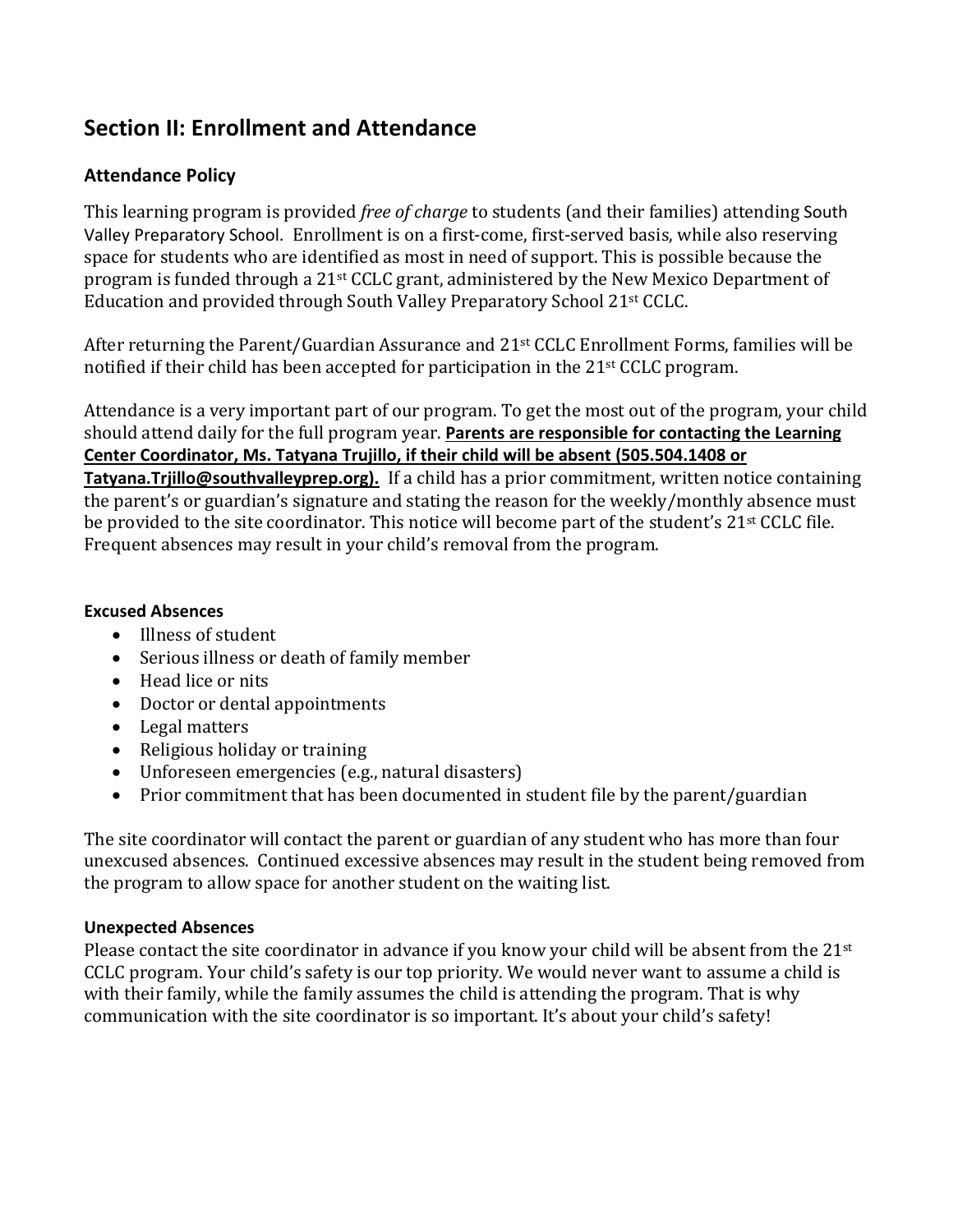## Section II: Enrollment and Attendance

### Attendance Policy

This learning program is provided *free of charge* to students (and their families) attending South Valley Preparatory School. Enrollment is on a first-come, first-served basis, while also reserving space for students who are identified as most in need of support. This is possible because the program is funded through a 21st CCLC grant, administered by the New Mexico Department of Education and provided through South Valley Preparatory School 21st CCLC.

After returning the Parent/Guardian Assurance and 21st CCLC Enrollment Forms, families will be notified if their child has been accepted for participation in the 21st CCLC program.

Attendance is a very important part of our program. To get the most out of the program, your child should attend daily for the full program year. **Parents are responsible for contacting the Learning Center Coordinator, Ms. Tatyana Trujillo, if their child will be absent (505.504.1408 or Tatyana.Trjillo@southvalleyprep.org).** If a child has a prior commitment, written notice containing the parent's or guardian's signature and stating the reason for the weekly/monthly absence must be provided to the site coordinator. This notice will become part of the student's 21st CCLC file. Frequent absences may result in your child's removal from the program.

#### Excused Absences

- Illness of student
- Serious illness or death of family member
- Head lice or nits
- Doctor or dental appointments
- Legal matters
- Religious holiday or training
- Unforeseen emergencies (e.g., natural disasters)
- Prior commitment that has been documented in student file by the parent/guardian

The site coordinator will contact the parent or guardian of any student who has more than four unexcused absences. Continued excessive absences may result in the student being removed from the program to allow space for another student on the waiting list.

#### Unexpected Absences

Please contact the site coordinator in advance if you know your child will be absent from the 21st CCLC program. Your child's safety is our top priority. We would never want to assume a child is with their family, while the family assumes the child is attending the program. That is why communication with the site coordinator is so important. It's about your child's safety!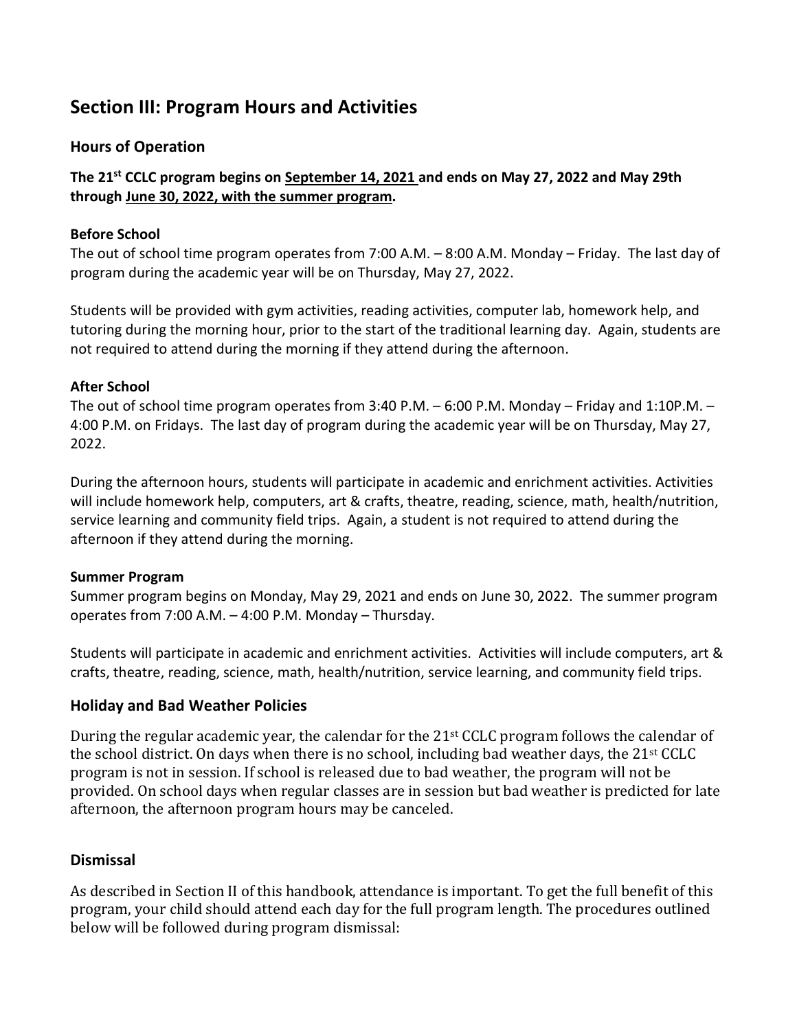## Section III: Program Hours and Activities

### Hours of Operation

**The 21st CCLC program begins on September 14, 2021 and ends on May 27, 2022 and May 29th through June 30, 2022, with the summer program.**

#### Before School

The out of school time program operates from 7:00 A.M. – 8:00 A.M. Monday – Friday. The last day of program during the academic year will be on Thursday, May 27, 2022.

Students will be provided with gym activities, reading activities, computer lab, homework help, and tutoring during the morning hour, prior to the start of the traditional learning day. Again, students are not required to attend during the morning if they attend during the afternoon.

#### After School

The out of school time program operates from 3:40 P.M. – 6:00 P.M. Monday – Friday and 1:10P.M. – 4:00 P.M. on Fridays. The last day of program during the academic year will be on Thursday, May 27, 2022.

During the afternoon hours, students will participate in academic and enrichment activities. Activities will include homework help, computers, art & crafts, theatre, reading, science, math, health/nutrition, service learning and community field trips. Again, a student is not required to attend during the afternoon if they attend during the morning.

#### Summer Program

Summer program begins on Monday, May 29, 2021 and ends on June 30, 2022. The summer program operates from 7:00 A.M. – 4:00 P.M. Monday – Thursday.

Students will participate in academic and enrichment activities. Activities will include computers, art & crafts, theatre, reading, science, math, health/nutrition, service learning, and community field trips.

### Holiday and Bad Weather Policies

During the regular academic year, the calendar for the 21st CCLC program follows the calendar of the school district. On days when there is no school, including bad weather days, the 21st CCLC program is not in session. If school is released due to bad weather, the program will not be provided. On school days when regular classes are in session but bad weather is predicted for late afternoon, the afternoon program hours may be canceled.

### Dismissal

As described in Section II of this handbook, attendance is important. To get the full benefit of this program, your child should attend each day for the full program length. The procedures outlined below will be followed during program dismissal: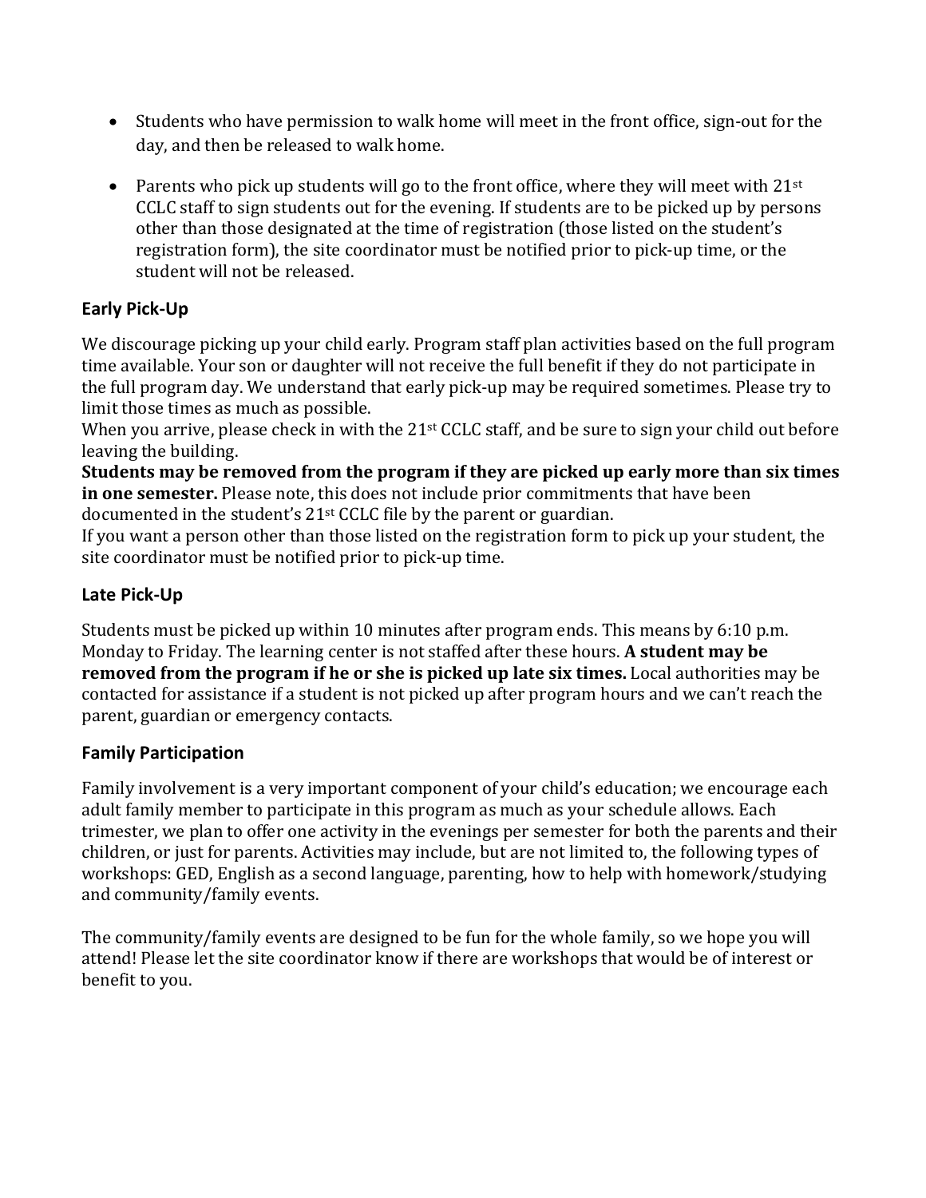- Students who have permission to walk home will meet in the front office, sign-out for the day, and then be released to walk home.
- Parents who pick up students will go to the front office, where they will meet with 21st CCLC staff to sign students out for the evening. If students are to be picked up by persons other than those designated at the time of registration (those listed on the student's registration form), the site coordinator must be notified prior to pick-up time, or the student will not be released.

### Early Pick-Up

We discourage picking up your child early. Program staff plan activities based on the full program time available. Your son or daughter will not receive the full benefit if they do not participate in the full program day. We understand that early pick-up may be required sometimes. Please try to limit those times as much as possible.
When you arrive, please check in with the 21st CCLC staff, and be sure to sign your child out before leaving the building.
**Students may be removed from the program if they are picked up early more than six times in one semester.** Please note, this does not include prior commitments that have been documented in the student's 21st CCLC file by the parent or guardian.
If you want a person other than those listed on the registration form to pick up your student, the site coordinator must be notified prior to pick-up time.

### Late Pick-Up

Students must be picked up within 10 minutes after program ends. This means by 6:10 p.m. Monday to Friday. The learning center is not staffed after these hours. **A student may be removed from the program if he or she is picked up late six times.** Local authorities may be contacted for assistance if a student is not picked up after program hours and we can't reach the parent, guardian or emergency contacts.

### Family Participation

Family involvement is a very important component of your child's education; we encourage each adult family member to participate in this program as much as your schedule allows. Each trimester, we plan to offer one activity in the evenings per semester for both the parents and their children, or just for parents. Activities may include, but are not limited to, the following types of workshops: GED, English as a second language, parenting, how to help with homework/studying and community/family events.

The community/family events are designed to be fun for the whole family, so we hope you will attend! Please let the site coordinator know if there are workshops that would be of interest or benefit to you.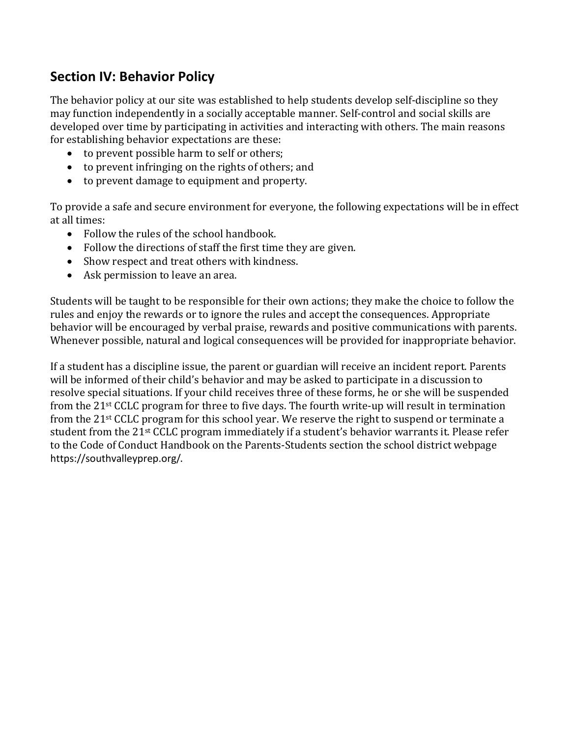## Section IV: Behavior Policy

The behavior policy at our site was established to help students develop self-discipline so they may function independently in a socially acceptable manner. Self-control and social skills are developed over time by participating in activities and interacting with others. The main reasons for establishing behavior expectations are these:

- to prevent possible harm to self or others;
- to prevent infringing on the rights of others; and
- to prevent damage to equipment and property.

To provide a safe and secure environment for everyone, the following expectations will be in effect at all times:

- Follow the rules of the school handbook.
- Follow the directions of staff the first time they are given.
- Show respect and treat others with kindness.
- Ask permission to leave an area.

Students will be taught to be responsible for their own actions; they make the choice to follow the rules and enjoy the rewards or to ignore the rules and accept the consequences. Appropriate behavior will be encouraged by verbal praise, rewards and positive communications with parents. Whenever possible, natural and logical consequences will be provided for inappropriate behavior.

If a student has a discipline issue, the parent or guardian will receive an incident report. Parents will be informed of their child's behavior and may be asked to participate in a discussion to resolve special situations. If your child receives three of these forms, he or she will be suspended from the 21st CCLC program for three to five days. The fourth write-up will result in termination from the 21st CCLC program for this school year. We reserve the right to suspend or terminate a student from the 21st CCLC program immediately if a student's behavior warrants it. Please refer to the Code of Conduct Handbook on the Parents-Students section the school district webpage https://southvalleyprep.org/.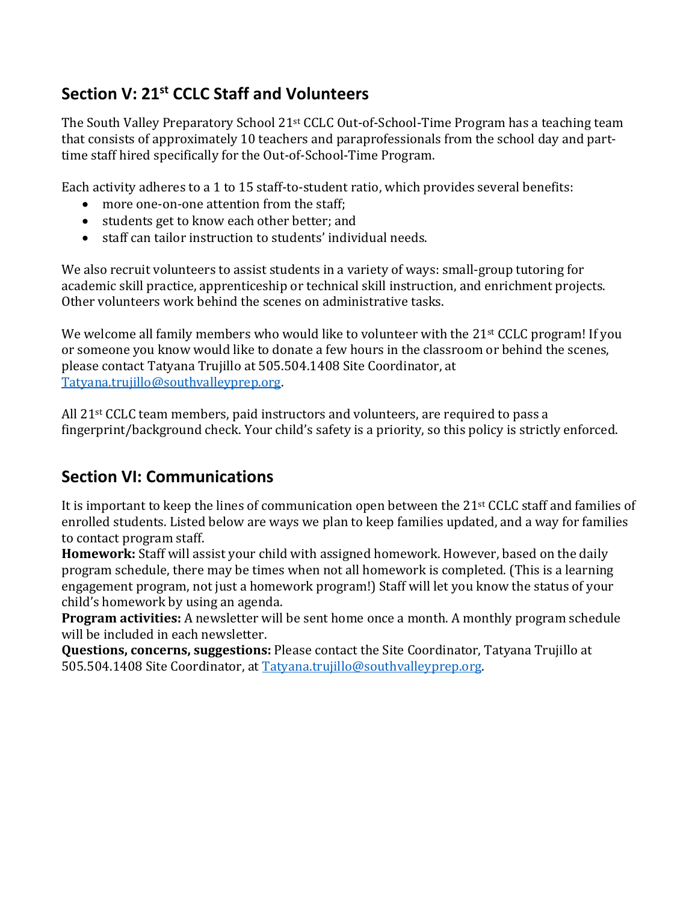## Section V: 21st CCLC Staff and Volunteers

The South Valley Preparatory School 21st CCLC Out-of-School-Time Program has a teaching team that consists of approximately 10 teachers and paraprofessionals from the school day and part-time staff hired specifically for the Out-of-School-Time Program.

Each activity adheres to a 1 to 15 staff-to-student ratio, which provides several benefits:

- more one-on-one attention from the staff;
- students get to know each other better; and
- staff can tailor instruction to students' individual needs.

We also recruit volunteers to assist students in a variety of ways: small-group tutoring for academic skill practice, apprenticeship or technical skill instruction, and enrichment projects. Other volunteers work behind the scenes on administrative tasks.

We welcome all family members who would like to volunteer with the 21st CCLC program! If you or someone you know would like to donate a few hours in the classroom or behind the scenes, please contact Tatyana Trujillo at 505.504.1408 Site Coordinator, at Tatyana.trujillo@southvalleyprep.org.

All 21st CCLC team members, paid instructors and volunteers, are required to pass a fingerprint/background check. Your child's safety is a priority, so this policy is strictly enforced.

## Section VI: Communications

It is important to keep the lines of communication open between the 21st CCLC staff and families of enrolled students. Listed below are ways we plan to keep families updated, and a way for families to contact program staff.

**Homework:** Staff will assist your child with assigned homework. However, based on the daily program schedule, there may be times when not all homework is completed. (This is a learning engagement program, not just a homework program!) Staff will let you know the status of your child's homework by using an agenda.

**Program activities:** A newsletter will be sent home once a month. A monthly program schedule will be included in each newsletter.

**Questions, concerns, suggestions:** Please contact the Site Coordinator, Tatyana Trujillo at 505.504.1408 Site Coordinator, at Tatyana.trujillo@southvalleyprep.org.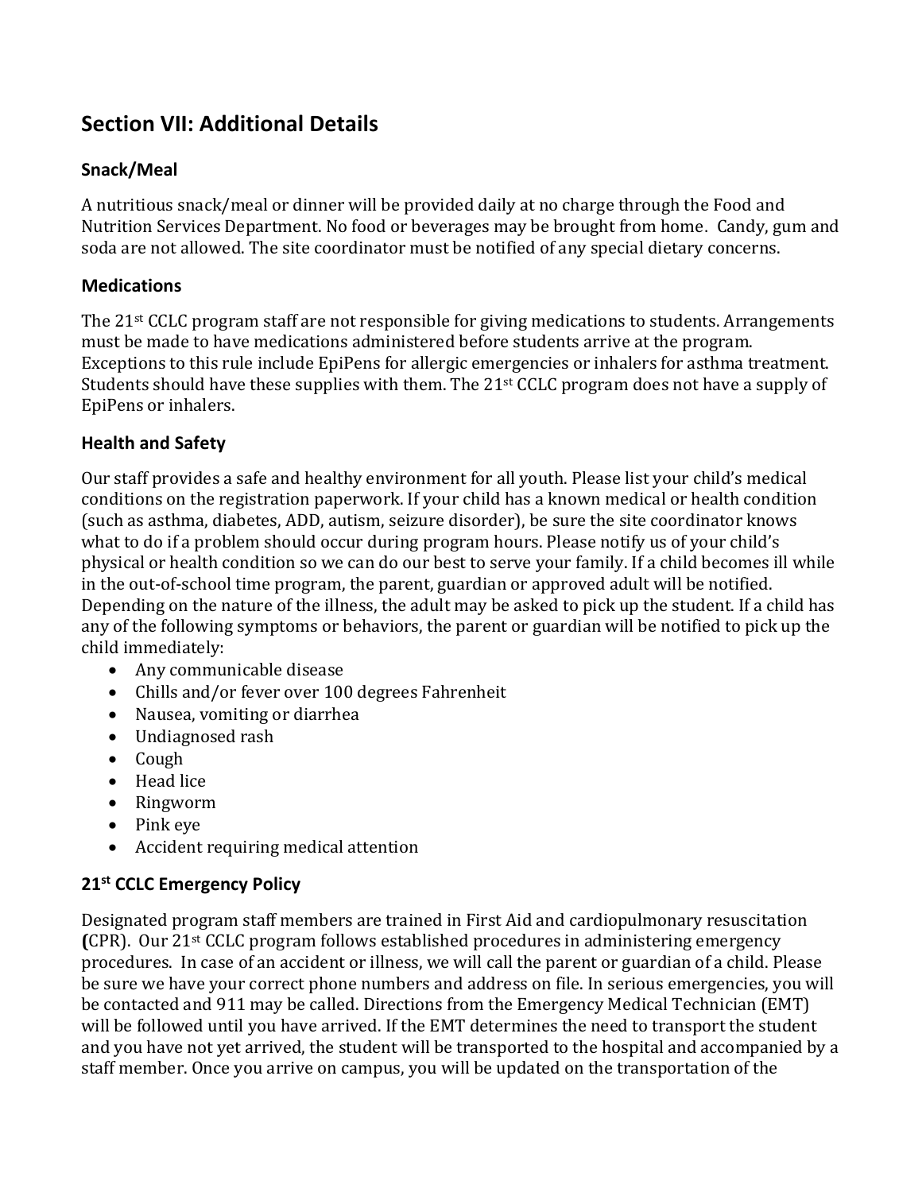## Section VII: Additional Details

### Snack/Meal

A nutritious snack/meal or dinner will be provided daily at no charge through the Food and Nutrition Services Department. No food or beverages may be brought from home. Candy, gum and soda are not allowed. The site coordinator must be notified of any special dietary concerns.

### Medications

The 21st CCLC program staff are not responsible for giving medications to students. Arrangements must be made to have medications administered before students arrive at the program. Exceptions to this rule include EpiPens for allergic emergencies or inhalers for asthma treatment. Students should have these supplies with them. The 21st CCLC program does not have a supply of EpiPens or inhalers.

### Health and Safety

Our staff provides a safe and healthy environment for all youth. Please list your child's medical conditions on the registration paperwork. If your child has a known medical or health condition (such as asthma, diabetes, ADD, autism, seizure disorder), be sure the site coordinator knows what to do if a problem should occur during program hours. Please notify us of your child's physical or health condition so we can do our best to serve your family. If a child becomes ill while in the out-of-school time program, the parent, guardian or approved adult will be notified. Depending on the nature of the illness, the adult may be asked to pick up the student. If a child has any of the following symptoms or behaviors, the parent or guardian will be notified to pick up the child immediately:

- Any communicable disease
- Chills and/or fever over 100 degrees Fahrenheit
- Nausea, vomiting or diarrhea
- Undiagnosed rash
- Cough
- Head lice
- Ringworm
- Pink eye
- Accident requiring medical attention

### 21st CCLC Emergency Policy

Designated program staff members are trained in First Aid and cardiopulmonary resuscitation (CPR). Our 21st CCLC program follows established procedures in administering emergency procedures. In case of an accident or illness, we will call the parent or guardian of a child. Please be sure we have your correct phone numbers and address on file. In serious emergencies, you will be contacted and 911 may be called. Directions from the Emergency Medical Technician (EMT) will be followed until you have arrived. If the EMT determines the need to transport the student and you have not yet arrived, the student will be transported to the hospital and accompanied by a staff member. Once you arrive on campus, you will be updated on the transportation of the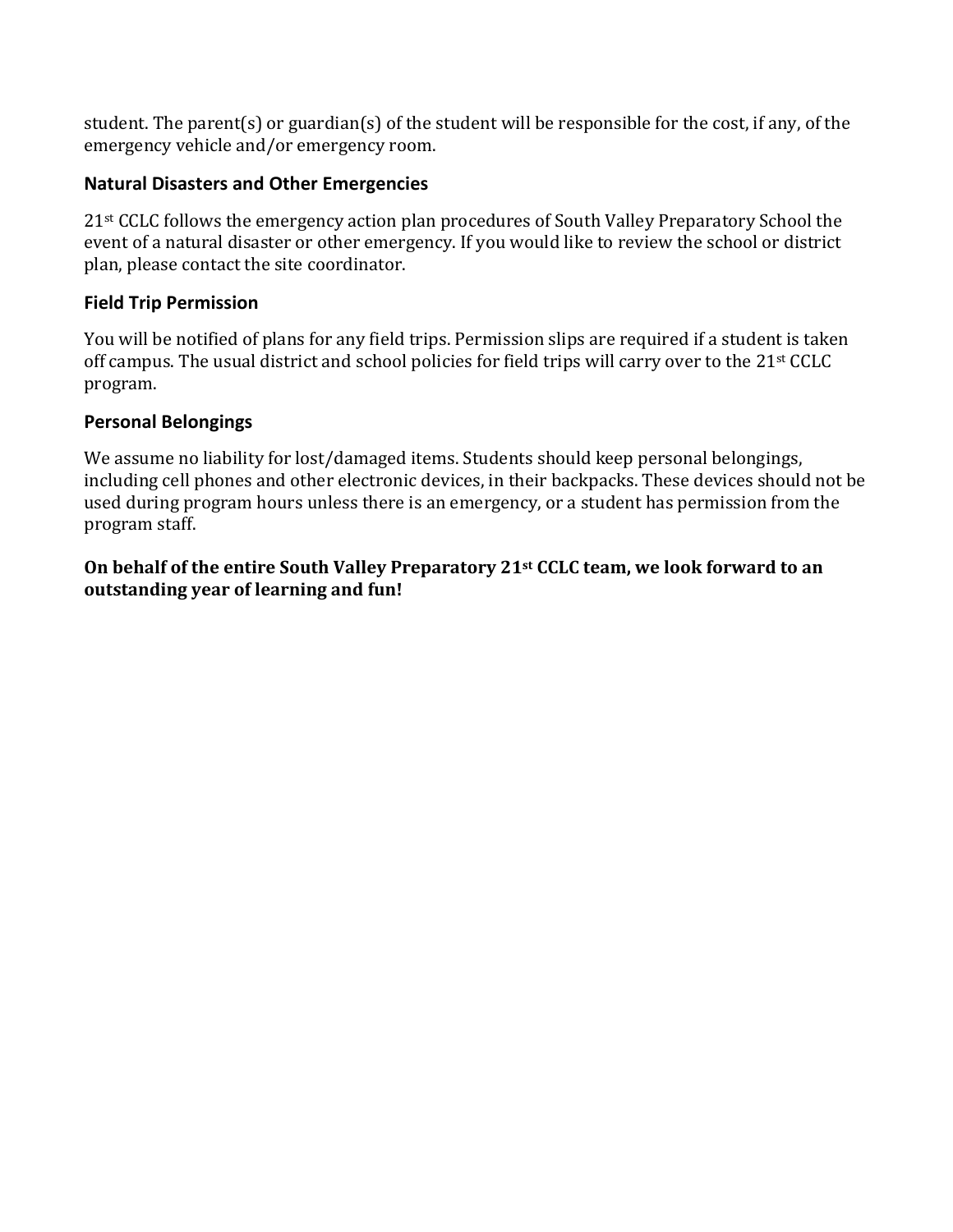student. The parent(s) or guardian(s) of the student will be responsible for the cost, if any, of the emergency vehicle and/or emergency room.

### Natural Disasters and Other Emergencies

21st CCLC follows the emergency action plan procedures of South Valley Preparatory School the event of a natural disaster or other emergency. If you would like to review the school or district plan, please contact the site coordinator.

### Field Trip Permission

You will be notified of plans for any field trips. Permission slips are required if a student is taken off campus. The usual district and school policies for field trips will carry over to the 21st CCLC program.

### Personal Belongings

We assume no liability for lost/damaged items. Students should keep personal belongings, including cell phones and other electronic devices, in their backpacks. These devices should not be used during program hours unless there is an emergency, or a student has permission from the program staff.

**On behalf of the entire South Valley Preparatory 21st CCLC team, we look forward to an outstanding year of learning and fun!**